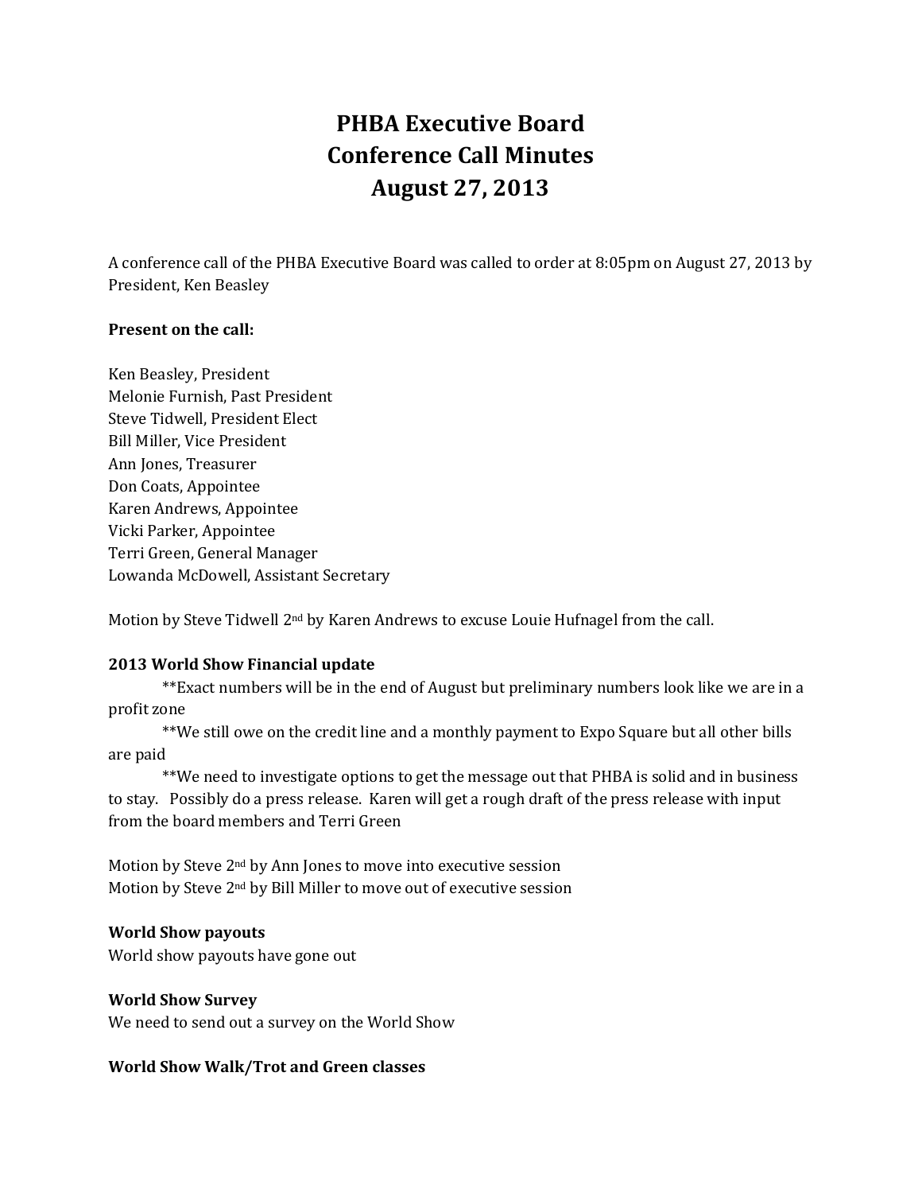# PHBA Executive Board
# Conference Call Minutes
# August 27, 2013

A conference call of the PHBA Executive Board was called to order at 8:05pm on August 27, 2013 by President, Ken Beasley

**Present on the call:**

Ken Beasley, President
Melonie Furnish, Past President
Steve Tidwell, President Elect
Bill Miller, Vice President
Ann Jones, Treasurer
Don Coats, Appointee
Karen Andrews, Appointee
Vicki Parker, Appointee
Terri Green, General Manager
Lowanda McDowell, Assistant Secretary

Motion by Steve Tidwell 2nd by Karen Andrews to excuse Louie Hufnagel from the call.

**2013 World Show Financial update**

**Exact numbers will be in the end of August but preliminary numbers look like we are in a profit zone

**We still owe on the credit line and a monthly payment to Expo Square but all other bills are paid

**We need to investigate options to get the message out that PHBA is solid and in business to stay. Possibly do a press release. Karen will get a rough draft of the press release with input from the board members and Terri Green

Motion by Steve 2nd by Ann Jones to move into executive session
Motion by Steve 2nd by Bill Miller to move out of executive session

**World Show payouts**
World show payouts have gone out

**World Show Survey**
We need to send out a survey on the World Show

**World Show Walk/Trot and Green classes**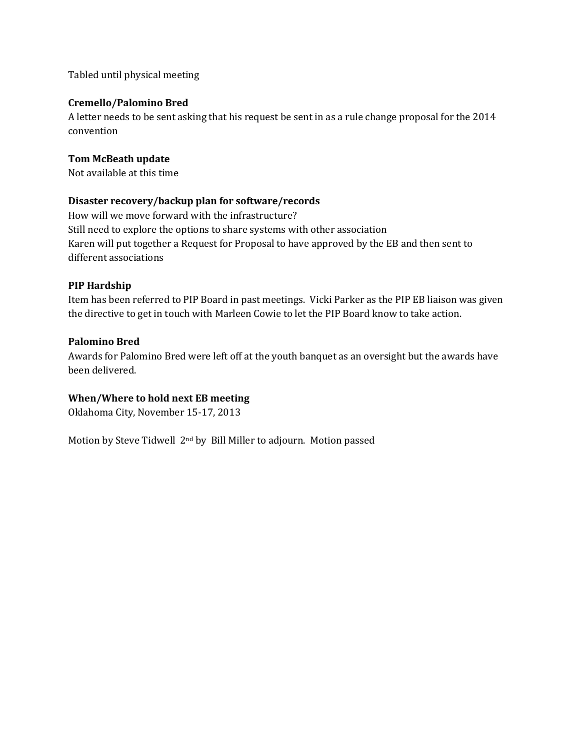Tabled until physical meeting

**Cremello/Palomino Bred**

A letter needs to be sent asking that his request be sent in as a rule change proposal for the 2014 convention

**Tom McBeath update**

Not available at this time

**Disaster recovery/backup plan for software/records**

How will we move forward with the infrastructure?
Still need to explore the options to share systems with other association
Karen will put together a Request for Proposal to have approved by the EB and then sent to different associations

**PIP Hardship**

Item has been referred to PIP Board in past meetings. Vicki Parker as the PIP EB liaison was given the directive to get in touch with Marleen Cowie to let the PIP Board know to take action.

**Palomino Bred**

Awards for Palomino Bred were left off at the youth banquet as an oversight but the awards have been delivered.

**When/Where to hold next EB meeting**

Oklahoma City, November 15-17, 2013

Motion by Steve Tidwell 2nd by Bill Miller to adjourn. Motion passed